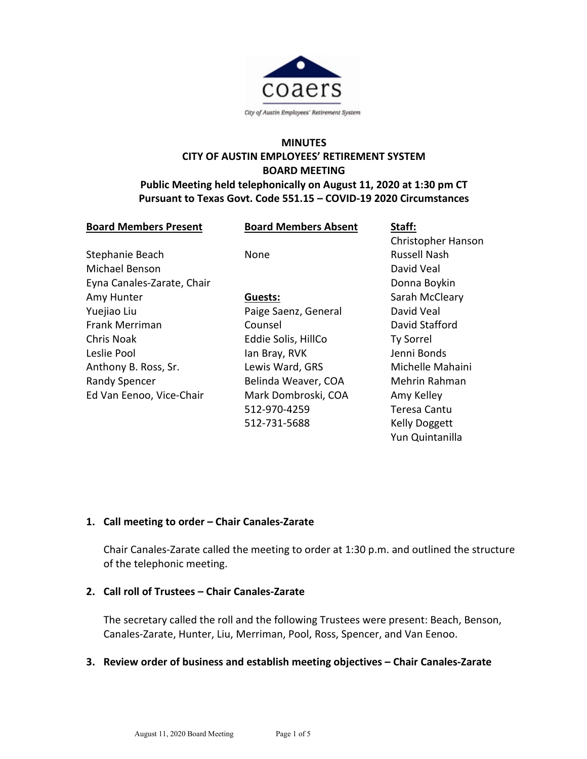coaers

City of Austin Employees' Retirement System

**MINUTES**
**CITY OF AUSTIN EMPLOYEES' RETIREMENT SYSTEM**
**BOARD MEETING**
**Public Meeting held telephonically on August 11, 2020 at 1:30 pm CT**
**Pursuant to Texas Govt. Code 551.15 – COVID-19 2020 Circumstances**

| **Board Members Present** | **Board Members Absent** | **Staff:** |
|---|---|---|
| | | Christopher Hanson |
| Stephanie Beach | None | Russell Nash |
| Michael Benson | | David Veal |
| Eyna Canales-Zarate, Chair | | Donna Boykin |
| Amy Hunter | **Guests:** | Sarah McCleary |
| Yuejiao Liu | Paige Saenz, General Counsel | David Veal |
| Frank Merriman | Eddie Solis, HillCo | David Stafford |
| Chris Noak | Ian Bray, RVK | Ty Sorrel |
| Leslie Pool | Lewis Ward, GRS | Jenni Bonds |
| Anthony B. Ross, Sr. | Belinda Weaver, COA | Michelle Mahaini |
| Randy Spencer | Mark Dombroski, COA | Mehrin Rahman |
| Ed Van Eenoo, Vice-Chair | 512-970-4259 | Amy Kelley |
| | 512-731-5688 | Teresa Cantu |
| | | Kelly Doggett |
| | | Yun Quintanilla |

1. **Call meeting to order – Chair Canales-Zarate**

   Chair Canales-Zarate called the meeting to order at 1:30 p.m. and outlined the structure of the telephonic meeting.

2. **Call roll of Trustees – Chair Canales-Zarate**

   The secretary called the roll and the following Trustees were present: Beach, Benson, Canales-Zarate, Hunter, Liu, Merriman, Pool, Ross, Spencer, and Van Eenoo.

3. **Review order of business and establish meeting objectives – Chair Canales-Zarate**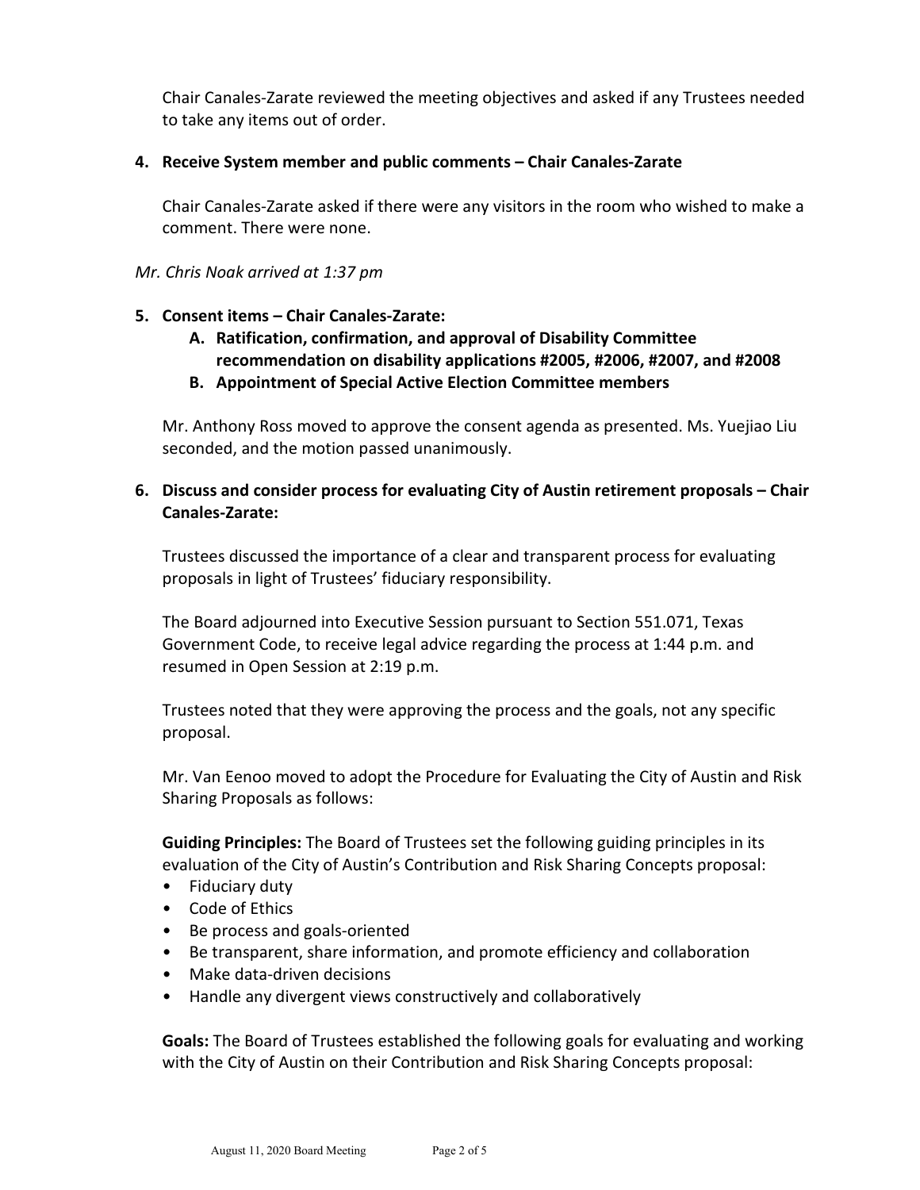Chair Canales-Zarate reviewed the meeting objectives and asked if any Trustees needed to take any items out of order.

**4. Receive System member and public comments – Chair Canales-Zarate**

Chair Canales-Zarate asked if there were any visitors in the room who wished to make a comment. There were none.

*Mr. Chris Noak arrived at 1:37 pm*

**5. Consent items – Chair Canales-Zarate:**

**A. Ratification, confirmation, and approval of Disability Committee recommendation on disability applications #2005, #2006, #2007, and #2008**

**B. Appointment of Special Active Election Committee members**

Mr. Anthony Ross moved to approve the consent agenda as presented. Ms. Yuejiao Liu seconded, and the motion passed unanimously.

**6. Discuss and consider process for evaluating City of Austin retirement proposals – Chair Canales-Zarate:**

Trustees discussed the importance of a clear and transparent process for evaluating proposals in light of Trustees' fiduciary responsibility.

The Board adjourned into Executive Session pursuant to Section 551.071, Texas Government Code, to receive legal advice regarding the process at 1:44 p.m. and resumed in Open Session at 2:19 p.m.

Trustees noted that they were approving the process and the goals, not any specific proposal.

Mr. Van Eenoo moved to adopt the Procedure for Evaluating the City of Austin and Risk Sharing Proposals as follows:

**Guiding Principles:** The Board of Trustees set the following guiding principles in its evaluation of the City of Austin's Contribution and Risk Sharing Concepts proposal:

- Fiduciary duty
- Code of Ethics
- Be process and goals-oriented
- Be transparent, share information, and promote efficiency and collaboration
- Make data-driven decisions
- Handle any divergent views constructively and collaboratively

**Goals:** The Board of Trustees established the following goals for evaluating and working with the City of Austin on their Contribution and Risk Sharing Concepts proposal: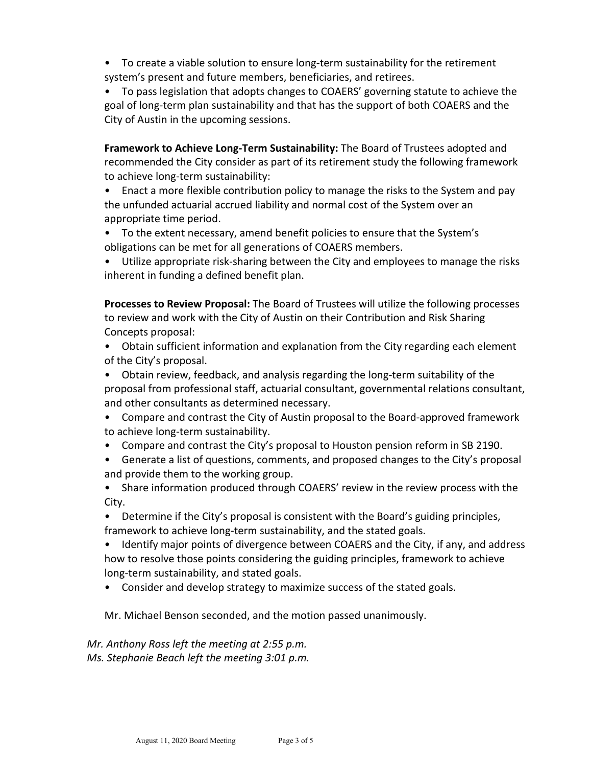- To create a viable solution to ensure long-term sustainability for the retirement system's present and future members, beneficiaries, and retirees.
- To pass legislation that adopts changes to COAERS' governing statute to achieve the goal of long-term plan sustainability and that has the support of both COAERS and the City of Austin in the upcoming sessions.

**Framework to Achieve Long-Term Sustainability:** The Board of Trustees adopted and recommended the City consider as part of its retirement study the following framework to achieve long-term sustainability:

- Enact a more flexible contribution policy to manage the risks to the System and pay the unfunded actuarial accrued liability and normal cost of the System over an appropriate time period.
- To the extent necessary, amend benefit policies to ensure that the System's obligations can be met for all generations of COAERS members.
- Utilize appropriate risk-sharing between the City and employees to manage the risks inherent in funding a defined benefit plan.

**Processes to Review Proposal:** The Board of Trustees will utilize the following processes to review and work with the City of Austin on their Contribution and Risk Sharing Concepts proposal:

- Obtain sufficient information and explanation from the City regarding each element of the City's proposal.
- Obtain review, feedback, and analysis regarding the long-term suitability of the proposal from professional staff, actuarial consultant, governmental relations consultant, and other consultants as determined necessary.
- Compare and contrast the City of Austin proposal to the Board-approved framework to achieve long-term sustainability.
- Compare and contrast the City's proposal to Houston pension reform in SB 2190.
- Generate a list of questions, comments, and proposed changes to the City's proposal and provide them to the working group.
- Share information produced through COAERS' review in the review process with the City.
- Determine if the City's proposal is consistent with the Board's guiding principles, framework to achieve long-term sustainability, and the stated goals.
- Identify major points of divergence between COAERS and the City, if any, and address how to resolve those points considering the guiding principles, framework to achieve long-term sustainability, and stated goals.
- Consider and develop strategy to maximize success of the stated goals.

Mr. Michael Benson seconded, and the motion passed unanimously.

*Mr. Anthony Ross left the meeting at 2:55 p.m.*
*Ms. Stephanie Beach left the meeting 3:01 p.m.*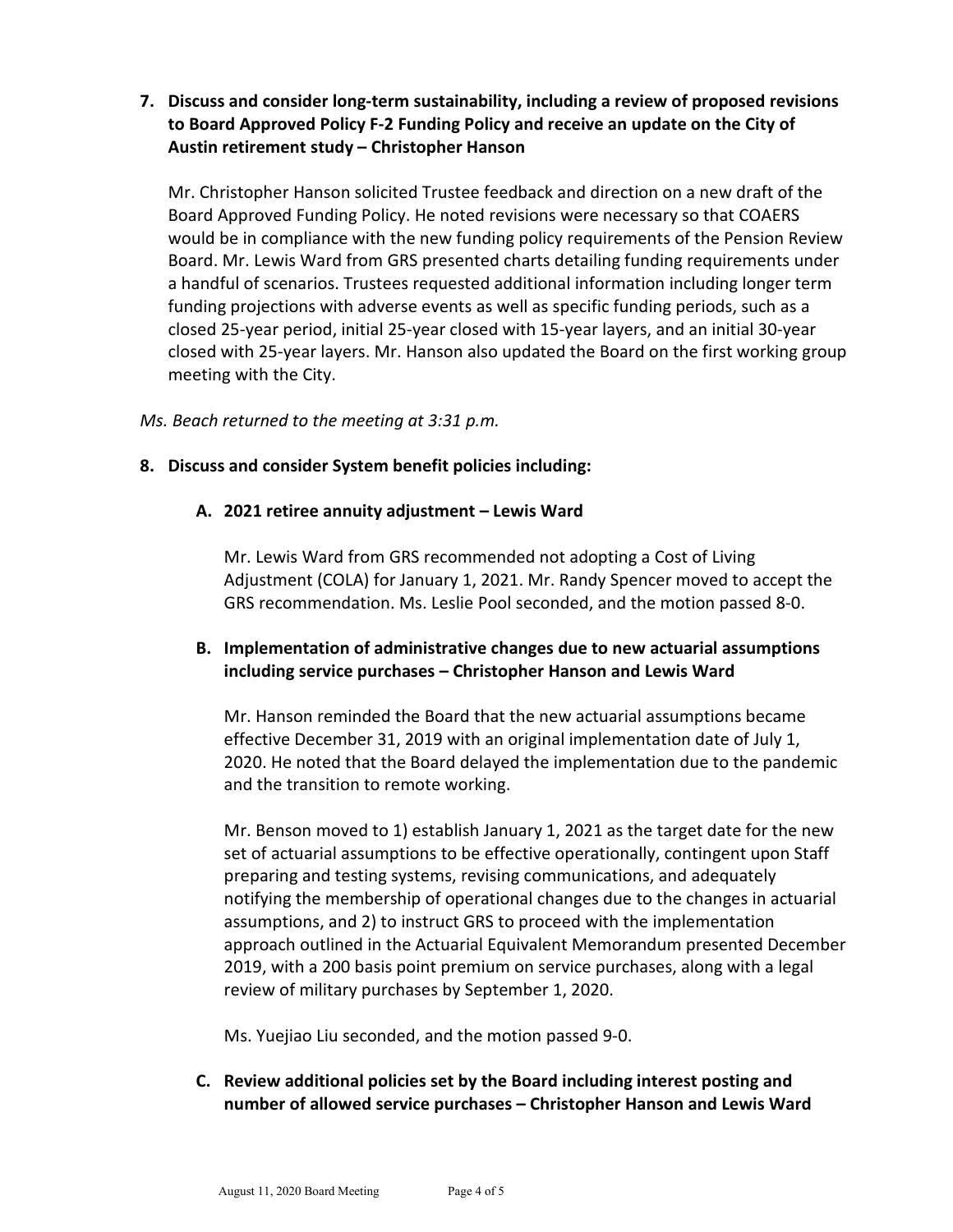**7. Discuss and consider long-term sustainability, including a review of proposed revisions to Board Approved Policy F-2 Funding Policy and receive an update on the City of Austin retirement study – Christopher Hanson**

Mr. Christopher Hanson solicited Trustee feedback and direction on a new draft of the Board Approved Funding Policy. He noted revisions were necessary so that COAERS would be in compliance with the new funding policy requirements of the Pension Review Board. Mr. Lewis Ward from GRS presented charts detailing funding requirements under a handful of scenarios. Trustees requested additional information including longer term funding projections with adverse events as well as specific funding periods, such as a closed 25-year period, initial 25-year closed with 15-year layers, and an initial 30-year closed with 25-year layers. Mr. Hanson also updated the Board on the first working group meeting with the City.

*Ms. Beach returned to the meeting at 3:31 p.m.*

**8. Discuss and consider System benefit policies including:**

**A. 2021 retiree annuity adjustment – Lewis Ward**

Mr. Lewis Ward from GRS recommended not adopting a Cost of Living Adjustment (COLA) for January 1, 2021. Mr. Randy Spencer moved to accept the GRS recommendation. Ms. Leslie Pool seconded, and the motion passed 8-0.

**B. Implementation of administrative changes due to new actuarial assumptions including service purchases – Christopher Hanson and Lewis Ward**

Mr. Hanson reminded the Board that the new actuarial assumptions became effective December 31, 2019 with an original implementation date of July 1, 2020. He noted that the Board delayed the implementation due to the pandemic and the transition to remote working.

Mr. Benson moved to 1) establish January 1, 2021 as the target date for the new set of actuarial assumptions to be effective operationally, contingent upon Staff preparing and testing systems, revising communications, and adequately notifying the membership of operational changes due to the changes in actuarial assumptions, and 2) to instruct GRS to proceed with the implementation approach outlined in the Actuarial Equivalent Memorandum presented December 2019, with a 200 basis point premium on service purchases, along with a legal review of military purchases by September 1, 2020.

Ms. Yuejiao Liu seconded, and the motion passed 9-0.

**C. Review additional policies set by the Board including interest posting and number of allowed service purchases – Christopher Hanson and Lewis Ward**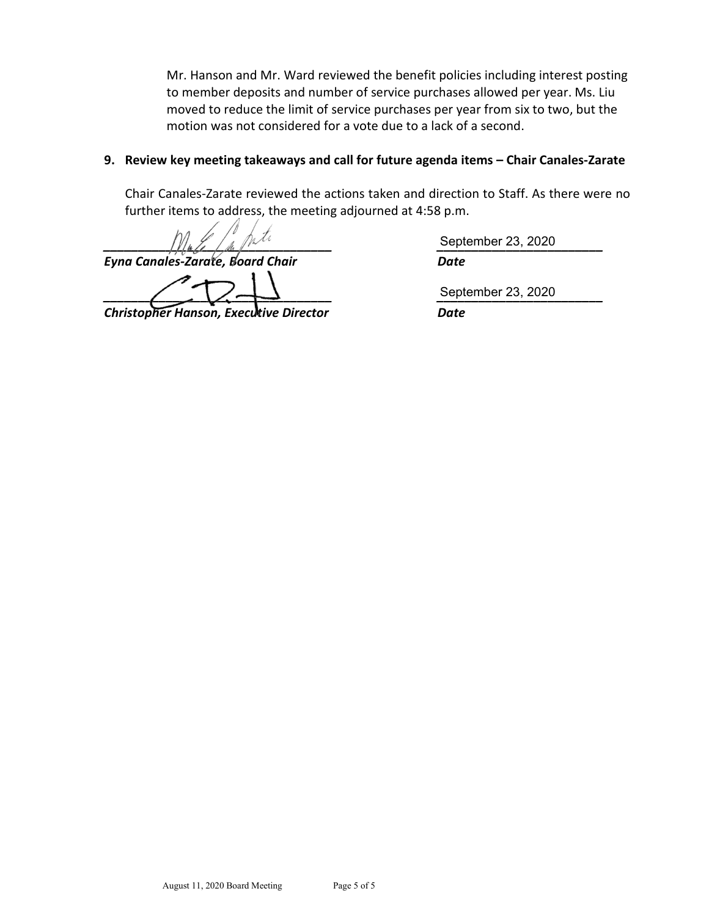Mr. Hanson and Mr. Ward reviewed the benefit policies including interest posting to member deposits and number of service purchases allowed per year. Ms. Liu moved to reduce the limit of service purchases per year from six to two, but the motion was not considered for a vote due to a lack of a second.

**9. Review key meeting takeaways and call for future agenda items – Chair Canales-Zarate**

Chair Canales-Zarate reviewed the actions taken and direction to Staff. As there were no further items to address, the meeting adjourned at 4:58 p.m.

| | |
|---|---|
| ______________________________ | September 23, 2020 |
| ***Eyna Canales-Zarate, Board Chair*** | ***Date*** |
| ______________________________ | September 23, 2020 |
| ***Christopher Hanson, Executive Director*** | ***Date*** |

August 11, 2020 Board Meeting